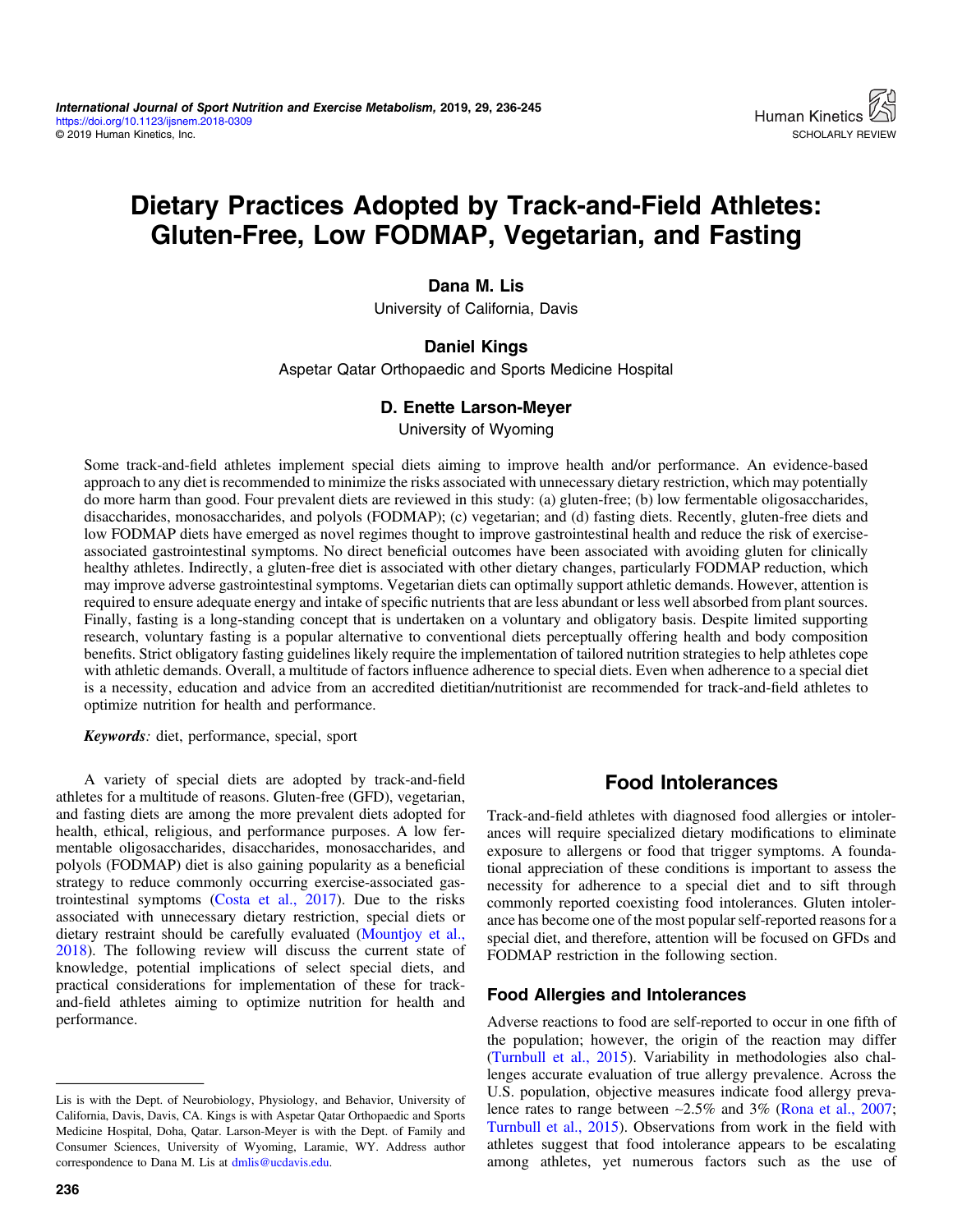# Dietary Practices Adopted by Track-and-Field Athletes: Gluten-Free, Low FODMAP, Vegetarian, and Fasting

**Dana M. Lis**
University of California, Davis

**Daniel Kings**
Aspetar Qatar Orthopaedic and Sports Medicine Hospital

**D. Enette Larson-Meyer**
University of Wyoming

Some track-and-field athletes implement special diets aiming to improve health and/or performance. An evidence-based approach to any diet is recommended to minimize the risks associated with unnecessary dietary restriction, which may potentially do more harm than good. Four prevalent diets are reviewed in this study: (a) gluten-free; (b) low fermentable oligosaccharides, disaccharides, monosaccharides, and polyols (FODMAP); (c) vegetarian; and (d) fasting diets. Recently, gluten-free diets and low FODMAP diets have emerged as novel regimes thought to improve gastrointestinal health and reduce the risk of exercise-associated gastrointestinal symptoms. No direct beneficial outcomes have been associated with avoiding gluten for clinically healthy athletes. Indirectly, a gluten-free diet is associated with other dietary changes, particularly FODMAP reduction, which may improve adverse gastrointestinal symptoms. Vegetarian diets can optimally support athletic demands. However, attention is required to ensure adequate energy and intake of specific nutrients that are less abundant or less well absorbed from plant sources. Finally, fasting is a long-standing concept that is undertaken on a voluntary and obligatory basis. Despite limited supporting research, voluntary fasting is a popular alternative to conventional diets perceptually offering health and body composition benefits. Strict obligatory fasting guidelines likely require the implementation of tailored nutrition strategies to help athletes cope with athletic demands. Overall, a multitude of factors influence adherence to special diets. Even when adherence to a special diet is a necessity, education and advice from an accredited dietitian/nutritionist are recommended for track-and-field athletes to optimize nutrition for health and performance.

***Keywords***: diet, performance, special, sport

A variety of special diets are adopted by track-and-field athletes for a multitude of reasons. Gluten-free (GFD), vegetarian, and fasting diets are among the more prevalent diets adopted for health, ethical, religious, and performance purposes. A low fermentable oligosaccharides, disaccharides, monosaccharides, and polyols (FODMAP) diet is also gaining popularity as a beneficial strategy to reduce commonly occurring exercise-associated gastrointestinal symptoms (Costa et al., 2017). Due to the risks associated with unnecessary dietary restriction, special diets or dietary restraint should be carefully evaluated (Mountjoy et al., 2018). The following review will discuss the current state of knowledge, potential implications of select special diets, and practical considerations for implementation of these for track-and-field athletes aiming to optimize nutrition for health and performance.

## Food Intolerances

Track-and-field athletes with diagnosed food allergies or intolerances will require specialized dietary modifications to eliminate exposure to allergens or food that trigger symptoms. A foundational appreciation of these conditions is important to assess the necessity for adherence to a special diet and to sift through commonly reported coexisting food intolerances. Gluten intolerance has become one of the most popular self-reported reasons for a special diet, and therefore, attention will be focused on GFDs and FODMAP restriction in the following section.

### Food Allergies and Intolerances

Adverse reactions to food are self-reported to occur in one fifth of the population; however, the origin of the reaction may differ (Turnbull et al., 2015). Variability in methodologies also challenges accurate evaluation of true allergy prevalence. Across the U.S. population, objective measures indicate food allergy prevalence rates to range between ~2.5% and 3% (Rona et al., 2007; Turnbull et al., 2015). Observations from work in the field with athletes suggest that food intolerance appears to be escalating among athletes, yet numerous factors such as the use of

Lis is with the Dept. of Neurobiology, Physiology, and Behavior, University of California, Davis, Davis, CA. Kings is with Aspetar Qatar Orthopaedic and Sports Medicine Hospital, Doha, Qatar. Larson-Meyer is with the Dept. of Family and Consumer Sciences, University of Wyoming, Laramie, WY. Address author correspondence to Dana M. Lis at dmlis@ucdavis.edu.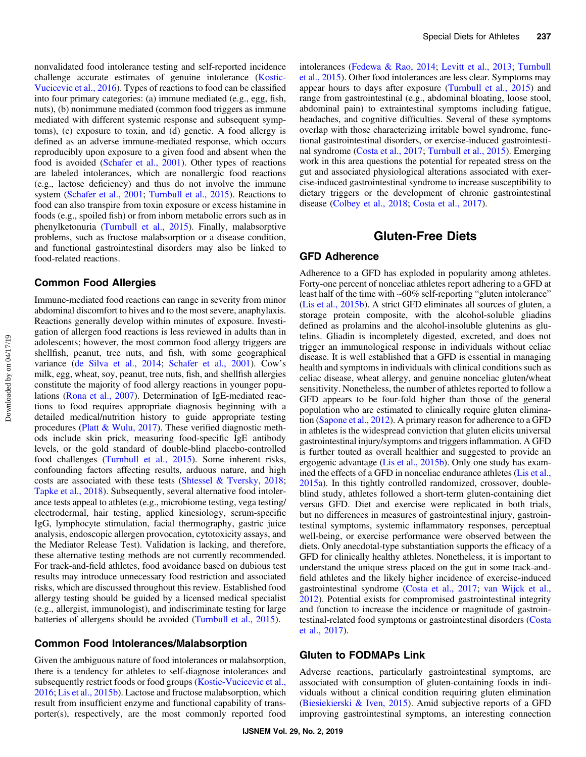nonvalidated food intolerance testing and self-reported incidence challenge accurate estimates of genuine intolerance (Kostic-Vucicevic et al., 2016). Types of reactions to food can be classified into four primary categories: (a) immune mediated (e.g., egg, fish, nuts), (b) nonimmune mediated (common food triggers as immune mediated with different systemic response and subsequent symptoms), (c) exposure to toxin, and (d) genetic. A food allergy is defined as an adverse immune-mediated response, which occurs reproducibly upon exposure to a given food and absent when the food is avoided (Schafer et al., 2001). Other types of reactions are labeled intolerances, which are nonallergic food reactions (e.g., lactose deficiency) and thus do not involve the immune system (Schafer et al., 2001; Turnbull et al., 2015). Reactions to food can also transpire from toxin exposure or excess histamine in foods (e.g., spoiled fish) or from inborn metabolic errors such as in phenylketonuria (Turnbull et al., 2015). Finally, malabsorptive problems, such as fructose malabsorption or a disease condition, and functional gastrointestinal disorders may also be linked to food-related reactions.

### Common Food Allergies

Immune-mediated food reactions can range in severity from minor abdominal discomfort to hives and to the most severe, anaphylaxis. Reactions generally develop within minutes of exposure. Investigation of allergen food reactions is less reviewed in adults than in adolescents; however, the most common food allergy triggers are shellfish, peanut, tree nuts, and fish, with some geographical variance (de Silva et al., 2014; Schafer et al., 2001). Cow's milk, egg, wheat, soy, peanut, tree nuts, fish, and shellfish allergies constitute the majority of food allergy reactions in younger populations (Rona et al., 2007). Determination of IgE-mediated reactions to food requires appropriate diagnosis beginning with a detailed medical/nutrition history to guide appropriate testing procedures (Platt & Wulu, 2017). These verified diagnostic methods include skin prick, measuring food-specific IgE antibody levels, or the gold standard of double-blind placebo-controlled food challenges (Turnbull et al., 2015). Some inherent risks, confounding factors affecting results, arduous nature, and high costs are associated with these tests (Shtessel & Tversky, 2018; Tapke et al., 2018). Subsequently, several alternative food intolerance tests appeal to athletes (e.g., microbiome testing, vega testing/electrodermal, hair testing, applied kinesiology, serum-specific IgG, lymphocyte stimulation, facial thermography, gastric juice analysis, endoscopic allergen provocation, cytotoxicity assays, and the Mediator Release Test). Validation is lacking, and therefore, these alternative testing methods are not currently recommended. For track-and-field athletes, food avoidance based on dubious test results may introduce unnecessary food restriction and associated risks, which are discussed throughout this review. Established food allergy testing should be guided by a licensed medical specialist (e.g., allergist, immunologist), and indiscriminate testing for large batteries of allergens should be avoided (Turnbull et al., 2015).

### Common Food Intolerances/Malabsorption

Given the ambiguous nature of food intolerances or malabsorption, there is a tendency for athletes to self-diagnose intolerances and subsequently restrict foods or food groups (Kostic-Vucicevic et al., 2016; Lis et al., 2015b). Lactose and fructose malabsorption, which result from insufficient enzyme and functional capability of transporter(s), respectively, are the most commonly reported food intolerances (Fedewa & Rao, 2014; Levitt et al., 2013; Turnbull et al., 2015). Other food intolerances are less clear. Symptoms may appear hours to days after exposure (Turnbull et al., 2015) and range from gastrointestinal (e.g., abdominal bloating, loose stool, abdominal pain) to extraintestinal symptoms including fatigue, headaches, and cognitive difficulties. Several of these symptoms overlap with those characterizing irritable bowel syndrome, functional gastrointestinal disorders, or exercise-induced gastrointestinal syndrome (Costa et al., 2017; Turnbull et al., 2015). Emerging work in this area questions the potential for repeated stress on the gut and associated physiological alterations associated with exercise-induced gastrointestinal syndrome to increase susceptibility to dietary triggers or the development of chronic gastrointestinal disease (Colbey et al., 2018; Costa et al., 2017).

## Gluten-Free Diets

### GFD Adherence

Adherence to a GFD has exploded in popularity among athletes. Forty-one percent of nonceliac athletes report adhering to a GFD at least half of the time with ~60% self-reporting "gluten intolerance" (Lis et al., 2015b). A strict GFD eliminates all sources of gluten, a storage protein composite, with the alcohol-soluble gliadins defined as prolamins and the alcohol-insoluble glutenins as glutelins. Gliadin is incompletely digested, excreted, and does not trigger an immunological response in individuals without celiac disease. It is well established that a GFD is essential in managing health and symptoms in individuals with clinical conditions such as celiac disease, wheat allergy, and genuine nonceliac gluten/wheat sensitivity. Nonetheless, the number of athletes reported to follow a GFD appears to be four-fold higher than those of the general population who are estimated to clinically require gluten elimination (Sapone et al., 2012). A primary reason for adherence to a GFD in athletes is the widespread conviction that gluten elicits universal gastrointestinal injury/symptoms and triggers inflammation. A GFD is further touted as overall healthier and suggested to provide an ergogenic advantage (Lis et al., 2015b). Only one study has examined the effects of a GFD in nonceliac endurance athletes (Lis et al., 2015a). In this tightly controlled randomized, crossover, double-blind study, athletes followed a short-term gluten-containing diet versus GFD. Diet and exercise were replicated in both trials, but no differences in measures of gastrointestinal injury, gastrointestinal symptoms, systemic inflammatory responses, perceptual well-being, or exercise performance were observed between the diets. Only anecdotal-type substantiation supports the efficacy of a GFD for clinically healthy athletes. Nonetheless, it is important to understand the unique stress placed on the gut in some track-and-field athletes and the likely higher incidence of exercise-induced gastrointestinal syndrome (Costa et al., 2017; van Wijck et al., 2012). Potential exists for compromised gastrointestinal integrity and function to increase the incidence or magnitude of gastrointestinal-related food symptoms or gastrointestinal disorders (Costa et al., 2017).

### Gluten to FODMAPs Link

Adverse reactions, particularly gastrointestinal symptoms, are associated with consumption of gluten-containing foods in individuals without a clinical condition requiring gluten elimination (Biesiekierski & Iven, 2015). Amid subjective reports of a GFD improving gastrointestinal symptoms, an interesting connection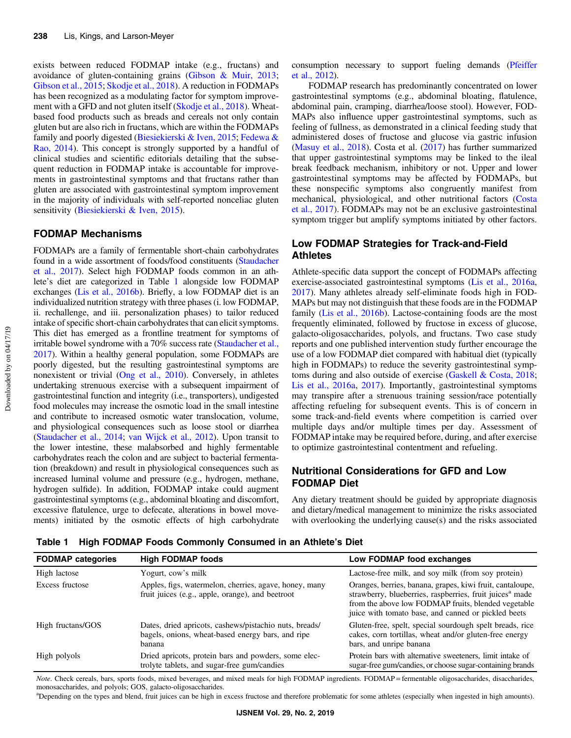exists between reduced FODMAP intake (e.g., fructans) and avoidance of gluten-containing grains (Gibson & Muir, 2013; Gibson et al., 2015; Skodje et al., 2018). A reduction in FODMAPs has been recognized as a modulating factor for symptom improvement with a GFD and not gluten itself (Skodje et al., 2018). Wheat-based food products such as breads and cereals not only contain gluten but are also rich in fructans, which are within the FODMAPs family and poorly digested (Biesiekierski & Iven, 2015; Fedewa & Rao, 2014). This concept is strongly supported by a handful of clinical studies and scientific editorials detailing that the subsequent reduction in FODMAP intake is accountable for improvements in gastrointestinal symptoms and that fructans rather than gluten are associated with gastrointestinal symptom improvement in the majority of individuals with self-reported nonceliac gluten sensitivity (Biesiekierski & Iven, 2015).

## FODMAP Mechanisms

FODMAPs are a family of fermentable short-chain carbohydrates found in a wide assortment of foods/food constituents (Staudacher et al., 2017). Select high FODMAP foods common in an athlete's diet are categorized in Table 1 alongside low FODMAP exchanges (Lis et al., 2016b). Briefly, a low FODMAP diet is an individualized nutrition strategy with three phases (i. low FODMAP, ii. rechallenge, and iii. personalization phases) to tailor reduced intake of specific short-chain carbohydrates that can elicit symptoms. This diet has emerged as a frontline treatment for symptoms of irritable bowel syndrome with a 70% success rate (Staudacher et al., 2017). Within a healthy general population, some FODMAPs are poorly digested, but the resulting gastrointestinal symptoms are nonexistent or trivial (Ong et al., 2010). Conversely, in athletes undertaking strenuous exercise with a subsequent impairment of gastrointestinal function and integrity (i.e., transporters), undigested food molecules may increase the osmotic load in the small intestine and contribute to increased osmotic water translocation, volume, and physiological consequences such as loose stool or diarrhea (Staudacher et al., 2014; van Wijck et al., 2012). Upon transit to the lower intestine, these malabsorbed and highly fermentable carbohydrates reach the colon and are subject to bacterial fermentation (breakdown) and result in physiological consequences such as increased luminal volume and pressure (e.g., hydrogen, methane, hydrogen sulfide). In addition, FODMAP intake could augment gastrointestinal symptoms (e.g., abdominal bloating and discomfort, excessive flatulence, urge to defecate, alterations in bowel movements) initiated by the osmotic effects of high carbohydrate consumption necessary to support fueling demands (Pfeiffer et al., 2012).

FODMAP research has predominantly concentrated on lower gastrointestinal symptoms (e.g., abdominal bloating, flatulence, abdominal pain, cramping, diarrhea/loose stool). However, FODMAPs also influence upper gastrointestinal symptoms, such as feeling of fullness, as demonstrated in a clinical feeding study that administered doses of fructose and glucose via gastric infusion (Masuy et al., 2018). Costa et al. (2017) has further summarized that upper gastrointestinal symptoms may be linked to the ileal break feedback mechanism, inhibitory or not. Upper and lower gastrointestinal symptoms may be affected by FODMAPs, but these nonspecific symptoms also congruently manifest from mechanical, physiological, and other nutritional factors (Costa et al., 2017). FODMAPs may not be an exclusive gastrointestinal symptom trigger but amplify symptoms initiated by other factors.

## Low FODMAP Strategies for Track-and-Field Athletes

Athlete-specific data support the concept of FODMAPs affecting exercise-associated gastrointestinal symptoms (Lis et al., 2016a, 2017). Many athletes already self-eliminate foods high in FODMAPs but may not distinguish that these foods are in the FODMAP family (Lis et al., 2016b). Lactose-containing foods are the most frequently eliminated, followed by fructose in excess of glucose, galacto-oligosaccharides, polyols, and fructans. Two case study reports and one published intervention study further encourage the use of a low FODMAP diet compared with habitual diet (typically high in FODMAPs) to reduce the severity gastrointestinal symptoms during and also outside of exercise (Gaskell & Costa, 2018; Lis et al., 2016a, 2017). Importantly, gastrointestinal symptoms may transpire after a strenuous training session/race potentially affecting refueling for subsequent events. This is of concern in some track-and-field events where competition is carried over multiple days and/or multiple times per day. Assessment of FODMAP intake may be required before, during, and after exercise to optimize gastrointestinal contentment and refueling.

## Nutritional Considerations for GFD and Low FODMAP Diet

Any dietary treatment should be guided by appropriate diagnosis and dietary/medical management to minimize the risks associated with overlooking the underlying cause(s) and the risks associated

**Table 1 High FODMAP Foods Commonly Consumed in an Athlete's Diet**

| FODMAP categories | High FODMAP foods | Low FODMAP food exchanges |
|---|---|---|
| High lactose | Yogurt, cow's milk | Lactose-free milk, and soy milk (from soy protein) |
| Excess fructose | Apples, figs, watermelon, cherries, agave, honey, many fruit juices (e.g., apple, orange), and beetroot | Oranges, berries, banana, grapes, kiwi fruit, cantaloupe, strawberry, blueberries, raspberries, fruit juices[a] made from the above low FODMAP fruits, blended vegetable juice with tomato base, and canned or pickled beets |
| High fructans/GOS | Dates, dried apricots, cashews/pistachio nuts, breads/bagels, onions, wheat-based energy bars, and ripe banana | Gluten-free, spelt, special sourdough spelt breads, rice cakes, corn tortillas, wheat and/or gluten-free energy bars, and unripe banana |
| High polyols | Dried apricots, protein bars and powders, some electrolyte tablets, and sugar-free gum/candies | Protein bars with alternative sweeteners, limit intake of sugar-free gum/candies, or choose sugar-containing brands |

*Note*. Check cereals, bars, sports foods, mixed beverages, and mixed meals for high FODMAP ingredients. FODMAP = fermentable oligosaccharides, disaccharides, monosaccharides, and polyols; GOS, galacto-oligosaccharides.

[a]Depending on the types and blend, fruit juices can be high in excess fructose and therefore problematic for some athletes (especially when ingested in high amounts).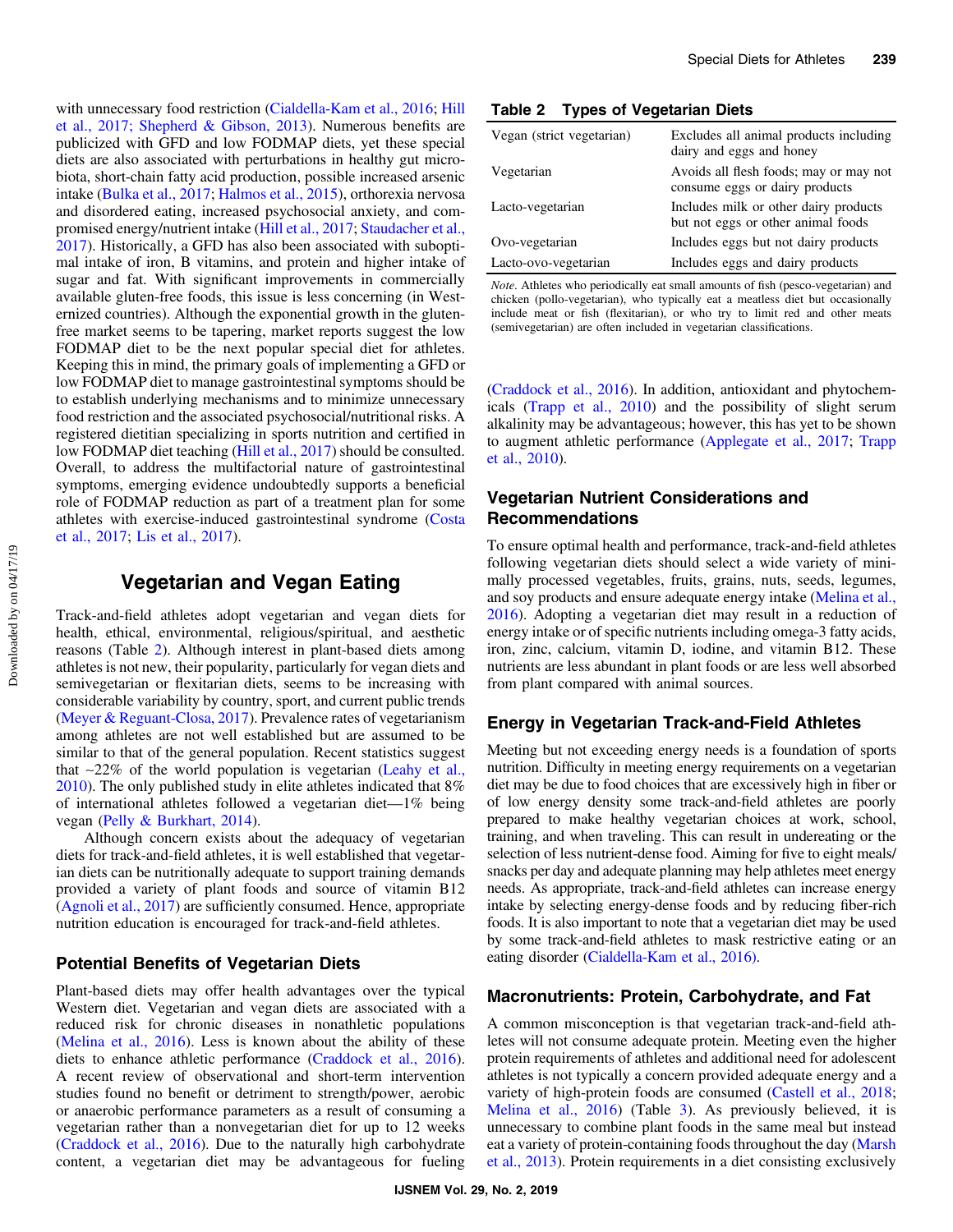with unnecessary food restriction (Cialdella-Kam et al., 2016; Hill et al., 2017; Shepherd & Gibson, 2013). Numerous benefits are publicized with GFD and low FODMAP diets, yet these special diets are also associated with perturbations in healthy gut microbiota, short-chain fatty acid production, possible increased arsenic intake (Bulka et al., 2017; Halmos et al., 2015), orthorexia nervosa and disordered eating, increased psychosocial anxiety, and compromised energy/nutrient intake (Hill et al., 2017; Staudacher et al., 2017). Historically, a GFD has also been associated with suboptimal intake of iron, B vitamins, and protein and higher intake of sugar and fat. With significant improvements in commercially available gluten-free foods, this issue is less concerning (in Westernized countries). Although the exponential growth in the gluten-free market seems to be tapering, market reports suggest the low FODMAP diet to be the next popular special diet for athletes. Keeping this in mind, the primary goals of implementing a GFD or low FODMAP diet to manage gastrointestinal symptoms should be to establish underlying mechanisms and to minimize unnecessary food restriction and the associated psychosocial/nutritional risks. A registered dietitian specializing in sports nutrition and certified in low FODMAP diet teaching (Hill et al., 2017) should be consulted. Overall, to address the multifactorial nature of gastrointestinal symptoms, emerging evidence undoubtedly supports a beneficial role of FODMAP reduction as part of a treatment plan for some athletes with exercise-induced gastrointestinal syndrome (Costa et al., 2017; Lis et al., 2017).

## Vegetarian and Vegan Eating

Track-and-field athletes adopt vegetarian and vegan diets for health, ethical, environmental, religious/spiritual, and aesthetic reasons (Table 2). Although interest in plant-based diets among athletes is not new, their popularity, particularly for vegan diets and semivegetarian or flexitarian diets, seems to be increasing with considerable variability by country, sport, and current public trends (Meyer & Reguant-Closa, 2017). Prevalence rates of vegetarianism among athletes are not well established but are assumed to be similar to that of the general population. Recent statistics suggest that ~22% of the world population is vegetarian (Leahy et al., 2010). The only published study in elite athletes indicated that 8% of international athletes followed a vegetarian diet—1% being vegan (Pelly & Burkhart, 2014).

Although concern exists about the adequacy of vegetarian diets for track-and-field athletes, it is well established that vegetarian diets can be nutritionally adequate to support training demands provided a variety of plant foods and source of vitamin B12 (Agnoli et al., 2017) are sufficiently consumed. Hence, appropriate nutrition education is encouraged for track-and-field athletes.

### Potential Benefits of Vegetarian Diets

Plant-based diets may offer health advantages over the typical Western diet. Vegetarian and vegan diets are associated with a reduced risk for chronic diseases in nonathletic populations (Melina et al., 2016). Less is known about the ability of these diets to enhance athletic performance (Craddock et al., 2016). A recent review of observational and short-term intervention studies found no benefit or detriment to strength/power, aerobic or anaerobic performance parameters as a result of consuming a vegetarian rather than a nonvegetarian diet for up to 12 weeks (Craddock et al., 2016). Due to the naturally high carbohydrate content, a vegetarian diet may be advantageous for fueling (Craddock et al., 2016). In addition, antioxidant and phytochemicals (Trapp et al., 2010) and the possibility of slight serum alkalinity may be advantageous; however, this has yet to be shown to augment athletic performance (Applegate et al., 2017; Trapp et al., 2010).

**Table 2 Types of Vegetarian Diets**

| | |
|---|---|
| Vegan (strict vegetarian) | Excludes all animal products including dairy and eggs and honey |
| Vegetarian | Avoids all flesh foods; may or may not consume eggs or dairy products |
| Lacto-vegetarian | Includes milk or other dairy products but not eggs or other animal foods |
| Ovo-vegetarian | Includes eggs but not dairy products |
| Lacto-ovo-vegetarian | Includes eggs and dairy products |

*Note.* Athletes who periodically eat small amounts of fish (pesco-vegetarian) and chicken (pollo-vegetarian), who typically eat a meatless diet but occasionally include meat or fish (flexitarian), or who try to limit red and other meats (semivegetarian) are often included in vegetarian classifications.

### Vegetarian Nutrient Considerations and Recommendations

To ensure optimal health and performance, track-and-field athletes following vegetarian diets should select a wide variety of minimally processed vegetables, fruits, grains, nuts, seeds, legumes, and soy products and ensure adequate energy intake (Melina et al., 2016). Adopting a vegetarian diet may result in a reduction of energy intake or of specific nutrients including omega-3 fatty acids, iron, zinc, calcium, vitamin D, iodine, and vitamin B12. These nutrients are less abundant in plant foods or are less well absorbed from plant compared with animal sources.

### Energy in Vegetarian Track-and-Field Athletes

Meeting but not exceeding energy needs is a foundation of sports nutrition. Difficulty in meeting energy requirements on a vegetarian diet may be due to food choices that are excessively high in fiber or of low energy density some track-and-field athletes are poorly prepared to make healthy vegetarian choices at work, school, training, and when traveling. This can result in undereating or the selection of less nutrient-dense food. Aiming for five to eight meals/snacks per day and adequate planning may help athletes meet energy needs. As appropriate, track-and-field athletes can increase energy intake by selecting energy-dense foods and by reducing fiber-rich foods. It is also important to note that a vegetarian diet may be used by some track-and-field athletes to mask restrictive eating or an eating disorder (Cialdella-Kam et al., 2016).

### Macronutrients: Protein, Carbohydrate, and Fat

A common misconception is that vegetarian track-and-field athletes will not consume adequate protein. Meeting even the higher protein requirements of athletes and additional need for adolescent athletes is not typically a concern provided adequate energy and a variety of high-protein foods are consumed (Castell et al., 2018; Melina et al., 2016) (Table 3). As previously believed, it is unnecessary to combine plant foods in the same meal but instead eat a variety of protein-containing foods throughout the day (Marsh et al., 2013). Protein requirements in a diet consisting exclusively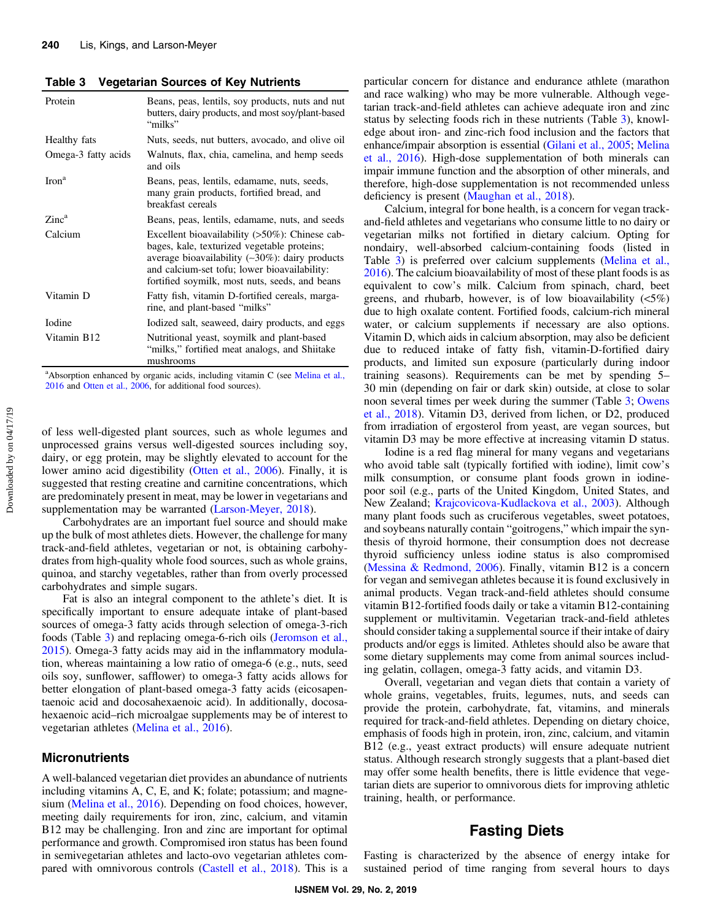**Table 3 Vegetarian Sources of Key Nutrients**

| | |
|---|---|
| Protein | Beans, peas, lentils, soy products, nuts and nut butters, dairy products, and most soy/plant-based "milks" |
| Healthy fats | Nuts, seeds, nut butters, avocado, and olive oil |
| Omega-3 fatty acids | Walnuts, flax, chia, camelina, and hemp seeds and oils |
| Iron[a] | Beans, peas, lentils, edamame, nuts, seeds, many grain products, fortified bread, and breakfast cereals |
| Zinc[a] | Beans, peas, lentils, edamame, nuts, and seeds |
| Calcium | Excellent bioavailability (>50%): Chinese cabbages, kale, texturized vegetable proteins; average bioavailability (~30%): dairy products and calcium-set tofu; lower bioavailability: fortified soymilk, most nuts, seeds, and beans |
| Vitamin D | Fatty fish, vitamin D-fortified cereals, margarine, and plant-based "milks" |
| Iodine | Iodized salt, seaweed, dairy products, and eggs |
| Vitamin B12 | Nutritional yeast, soymilk and plant-based "milks," fortified meat analogs, and Shiitake mushrooms |

[a]Absorption enhanced by organic acids, including vitamin C (see Melina et al., 2016 and Otten et al., 2006, for additional food sources).

of less well-digested plant sources, such as whole legumes and unprocessed grains versus well-digested sources including soy, dairy, or egg protein, may be slightly elevated to account for the lower amino acid digestibility (Otten et al., 2006). Finally, it is suggested that resting creatine and carnitine concentrations, which are predominately present in meat, may be lower in vegetarians and supplementation may be warranted (Larson-Meyer, 2018).

Carbohydrates are an important fuel source and should make up the bulk of most athletes diets. However, the challenge for many track-and-field athletes, vegetarian or not, is obtaining carbohydrates from high-quality whole food sources, such as whole grains, quinoa, and starchy vegetables, rather than from overly processed carbohydrates and simple sugars.

Fat is also an integral component to the athlete's diet. It is specifically important to ensure adequate intake of plant-based sources of omega-3 fatty acids through selection of omega-3-rich foods (Table 3) and replacing omega-6-rich oils (Jeromson et al., 2015). Omega-3 fatty acids may aid in the inflammatory modulation, whereas maintaining a low ratio of omega-6 (e.g., nuts, seed oils soy, sunflower, safflower) to omega-3 fatty acids allows for better elongation of plant-based omega-3 fatty acids (eicosapentaenoic acid and docosahexaenoic acid). In additionally, docosahexaenoic acid–rich microalgae supplements may be of interest to vegetarian athletes (Melina et al., 2016).

## Micronutrients

A well-balanced vegetarian diet provides an abundance of nutrients including vitamins A, C, E, and K; folate; potassium; and magnesium (Melina et al., 2016). Depending on food choices, however, meeting daily requirements for iron, zinc, calcium, and vitamin B12 may be challenging. Iron and zinc are important for optimal performance and growth. Compromised iron status has been found in semivegetarian athletes and lacto-ovo vegetarian athletes compared with omnivorous controls (Castell et al., 2018). This is a particular concern for distance and endurance athlete (marathon and race walking) who may be more vulnerable. Although vegetarian track-and-field athletes can achieve adequate iron and zinc status by selecting foods rich in these nutrients (Table 3), knowledge about iron- and zinc-rich food inclusion and the factors that enhance/impair absorption is essential (Gilani et al., 2005; Melina et al., 2016). High-dose supplementation of both minerals can impair immune function and the absorption of other minerals, and therefore, high-dose supplementation is not recommended unless deficiency is present (Maughan et al., 2018).

Calcium, integral for bone health, is a concern for vegan track-and-field athletes and vegetarians who consume little to no dairy or vegetarian milks not fortified in dietary calcium. Opting for nondairy, well-absorbed calcium-containing foods (listed in Table 3) is preferred over calcium supplements (Melina et al., 2016). The calcium bioavailability of most of these plant foods is as equivalent to cow's milk. Calcium from spinach, chard, beet greens, and rhubarb, however, is of low bioavailability (<5%) due to high oxalate content. Fortified foods, calcium-rich mineral water, or calcium supplements if necessary are also options. Vitamin D, which aids in calcium absorption, may also be deficient due to reduced intake of fatty fish, vitamin-D-fortified dairy products, and limited sun exposure (particularly during indoor training seasons). Requirements can be met by spending 5–30 min (depending on fair or dark skin) outside, at close to solar noon several times per week during the summer (Table 3; Owens et al., 2018). Vitamin D3, derived from lichen, or D2, produced from irradiation of ergosterol from yeast, are vegan sources, but vitamin D3 may be more effective at increasing vitamin D status.

Iodine is a red flag mineral for many vegans and vegetarians who avoid table salt (typically fortified with iodine), limit cow's milk consumption, or consume plant foods grown in iodine-poor soil (e.g., parts of the United Kingdom, United States, and New Zealand; Krajcovicova-Kudlackova et al., 2003). Although many plant foods such as cruciferous vegetables, sweet potatoes, and soybeans naturally contain "goitrogens," which impair the synthesis of thyroid hormone, their consumption does not decrease thyroid sufficiency unless iodine status is also compromised (Messina & Redmond, 2006). Finally, vitamin B12 is a concern for vegan and semivegan athletes because it is found exclusively in animal products. Vegan track-and-field athletes should consume vitamin B12-fortified foods daily or take a vitamin B12-containing supplement or multivitamin. Vegetarian track-and-field athletes should consider taking a supplemental source if their intake of dairy products and/or eggs is limited. Athletes should also be aware that some dietary supplements may come from animal sources including gelatin, collagen, omega-3 fatty acids, and vitamin D3.

Overall, vegetarian and vegan diets that contain a variety of whole grains, vegetables, fruits, legumes, nuts, and seeds can provide the protein, carbohydrate, fat, vitamins, and minerals required for track-and-field athletes. Depending on dietary choice, emphasis of foods high in protein, iron, zinc, calcium, and vitamin B12 (e.g., yeast extract products) will ensure adequate nutrient status. Although research strongly suggests that a plant-based diet may offer some health benefits, there is little evidence that vegetarian diets are superior to omnivorous diets for improving athletic training, health, or performance.

# Fasting Diets

Fasting is characterized by the absence of energy intake for sustained period of time ranging from several hours to days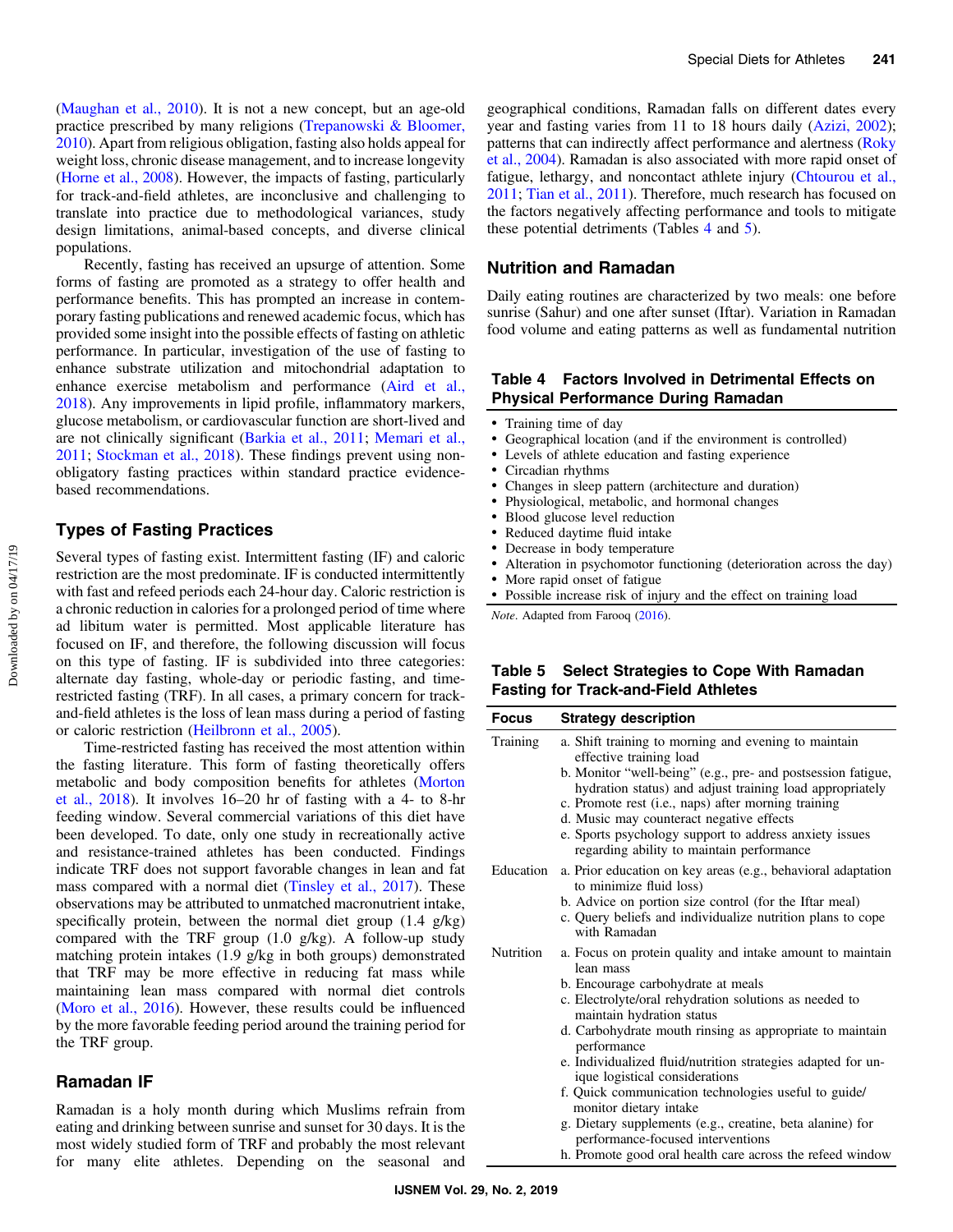(Maughan et al., 2010). It is not a new concept, but an age-old practice prescribed by many religions (Trepanowski & Bloomer, 2010). Apart from religious obligation, fasting also holds appeal for weight loss, chronic disease management, and to increase longevity (Horne et al., 2008). However, the impacts of fasting, particularly for track-and-field athletes, are inconclusive and challenging to translate into practice due to methodological variances, study design limitations, animal-based concepts, and diverse clinical populations.

Recently, fasting has received an upsurge of attention. Some forms of fasting are promoted as a strategy to offer health and performance benefits. This has prompted an increase in contemporary fasting publications and renewed academic focus, which has provided some insight into the possible effects of fasting on athletic performance. In particular, investigation of the use of fasting to enhance substrate utilization and mitochondrial adaptation to enhance exercise metabolism and performance (Aird et al., 2018). Any improvements in lipid profile, inflammatory markers, glucose metabolism, or cardiovascular function are short-lived and are not clinically significant (Barkia et al., 2011; Memari et al., 2011; Stockman et al., 2018). These findings prevent using nonobligatory fasting practices within standard practice evidence-based recommendations.

## Types of Fasting Practices

Several types of fasting exist. Intermittent fasting (IF) and caloric restriction are the most predominate. IF is conducted intermittently with fast and refeed periods each 24-hour day. Caloric restriction is a chronic reduction in calories for a prolonged period of time where ad libitum water is permitted. Most applicable literature has focused on IF, and therefore, the following discussion will focus on this type of fasting. IF is subdivided into three categories: alternate day fasting, whole-day or periodic fasting, and time-restricted fasting (TRF). In all cases, a primary concern for track-and-field athletes is the loss of lean mass during a period of fasting or caloric restriction (Heilbronn et al., 2005).

Time-restricted fasting has received the most attention within the fasting literature. This form of fasting theoretically offers metabolic and body composition benefits for athletes (Morton et al., 2018). It involves 16–20 hr of fasting with a 4- to 8-hr feeding window. Several commercial variations of this diet have been developed. To date, only one study in recreationally active and resistance-trained athletes has been conducted. Findings indicate TRF does not support favorable changes in lean and fat mass compared with a normal diet (Tinsley et al., 2017). These observations may be attributed to unmatched macronutrient intake, specifically protein, between the normal diet group (1.4 g/kg) compared with the TRF group (1.0 g/kg). A follow-up study matching protein intakes (1.9 g/kg in both groups) demonstrated that TRF may be more effective in reducing fat mass while maintaining lean mass compared with normal diet controls (Moro et al., 2016). However, these results could be influenced by the more favorable feeding period around the training period for the TRF group.

## Ramadan IF

Ramadan is a holy month during which Muslims refrain from eating and drinking between sunrise and sunset for 30 days. It is the most widely studied form of TRF and probably the most relevant for many elite athletes. Depending on the seasonal and geographical conditions, Ramadan falls on different dates every year and fasting varies from 11 to 18 hours daily (Azizi, 2002); patterns that can indirectly affect performance and alertness (Roky et al., 2004). Ramadan is also associated with more rapid onset of fatigue, lethargy, and noncontact athlete injury (Chtourou et al., 2011; Tian et al., 2011). Therefore, much research has focused on the factors negatively affecting performance and tools to mitigate these potential detriments (Tables 4 and 5).

## Nutrition and Ramadan

Daily eating routines are characterized by two meals: one before sunrise (Sahur) and one after sunset (Iftar). Variation in Ramadan food volume and eating patterns as well as fundamental nutrition

**Table 4 Factors Involved in Detrimental Effects on Physical Performance During Ramadan**

- Training time of day
- Geographical location (and if the environment is controlled)
- Levels of athlete education and fasting experience
- Circadian rhythms
- Changes in sleep pattern (architecture and duration)
- Physiological, metabolic, and hormonal changes
- Blood glucose level reduction
- Reduced daytime fluid intake
- Decrease in body temperature
- Alteration in psychomotor functioning (deterioration across the day)
- More rapid onset of fatigue
- Possible increase risk of injury and the effect on training load

*Note*. Adapted from Farooq (2016).

**Table 5 Select Strategies to Cope With Ramadan Fasting for Track-and-Field Athletes**

| Focus | Strategy description |
|---|---|
| Training | a. Shift training to morning and evening to maintain effective training load<br>b. Monitor "well-being" (e.g., pre- and postsession fatigue, hydration status) and adjust training load appropriately<br>c. Promote rest (i.e., naps) after morning training<br>d. Music may counteract negative effects<br>e. Sports psychology support to address anxiety issues regarding ability to maintain performance |
| Education | a. Prior education on key areas (e.g., behavioral adaptation to minimize fluid loss)<br>b. Advice on portion size control (for the Iftar meal)<br>c. Query beliefs and individualize nutrition plans to cope with Ramadan |
| Nutrition | a. Focus on protein quality and intake amount to maintain lean mass<br>b. Encourage carbohydrate at meals<br>c. Electrolyte/oral rehydration solutions as needed to maintain hydration status<br>d. Carbohydrate mouth rinsing as appropriate to maintain performance<br>e. Individualized fluid/nutrition strategies adapted for unique logistical considerations<br>f. Quick communication technologies useful to guide/monitor dietary intake<br>g. Dietary supplements (e.g., creatine, beta alanine) for performance-focused interventions<br>h. Promote good oral health care across the refeed window |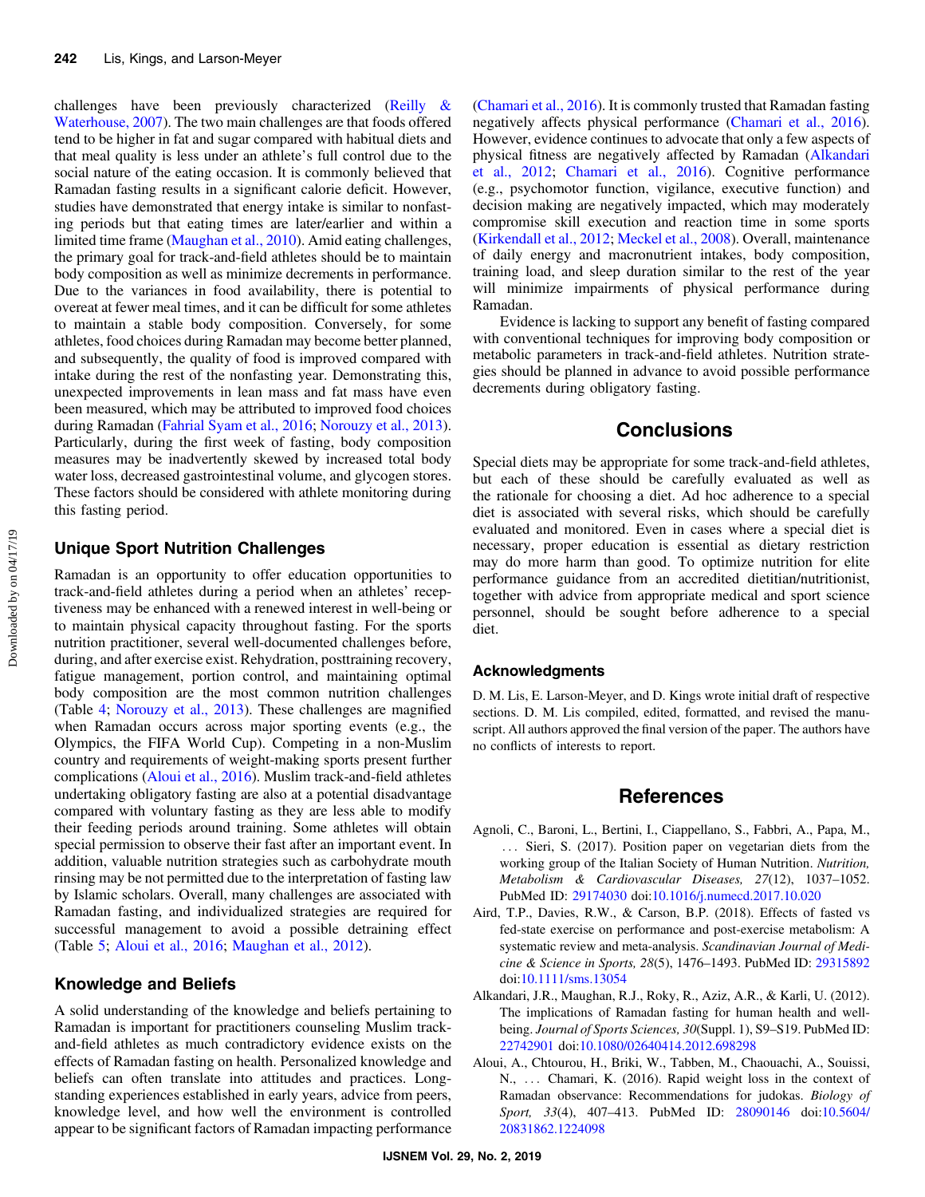challenges have been previously characterized (Reilly & Waterhouse, 2007). The two main challenges are that foods offered tend to be higher in fat and sugar compared with habitual diets and that meal quality is less under an athlete's full control due to the social nature of the eating occasion. It is commonly believed that Ramadan fasting results in a significant calorie deficit. However, studies have demonstrated that energy intake is similar to nonfasting periods but that eating times are later/earlier and within a limited time frame (Maughan et al., 2010). Amid eating challenges, the primary goal for track-and-field athletes should be to maintain body composition as well as minimize decrements in performance. Due to the variances in food availability, there is potential to overeat at fewer meal times, and it can be difficult for some athletes to maintain a stable body composition. Conversely, for some athletes, food choices during Ramadan may become better planned, and subsequently, the quality of food is improved compared with intake during the rest of the nonfasting year. Demonstrating this, unexpected improvements in lean mass and fat mass have even been measured, which may be attributed to improved food choices during Ramadan (Fahrial Syam et al., 2016; Norouzy et al., 2013). Particularly, during the first week of fasting, body composition measures may be inadvertently skewed by increased total body water loss, decreased gastrointestinal volume, and glycogen stores. These factors should be considered with athlete monitoring during this fasting period.

## Unique Sport Nutrition Challenges

Ramadan is an opportunity to offer education opportunities to track-and-field athletes during a period when an athletes' receptiveness may be enhanced with a renewed interest in well-being or to maintain physical capacity throughout fasting. For the sports nutrition practitioner, several well-documented challenges before, during, and after exercise exist. Rehydration, posttraining recovery, fatigue management, portion control, and maintaining optimal body composition are the most common nutrition challenges (Table 4; Norouzy et al., 2013). These challenges are magnified when Ramadan occurs across major sporting events (e.g., the Olympics, the FIFA World Cup). Competing in a non-Muslim country and requirements of weight-making sports present further complications (Aloui et al., 2016). Muslim track-and-field athletes undertaking obligatory fasting are also at a potential disadvantage compared with voluntary fasting as they are less able to modify their feeding periods around training. Some athletes will obtain special permission to observe their fast after an important event. In addition, valuable nutrition strategies such as carbohydrate mouth rinsing may be not permitted due to the interpretation of fasting law by Islamic scholars. Overall, many challenges are associated with Ramadan fasting, and individualized strategies are required for successful management to avoid a possible detraining effect (Table 5; Aloui et al., 2016; Maughan et al., 2012).

## Knowledge and Beliefs

A solid understanding of the knowledge and beliefs pertaining to Ramadan is important for practitioners counseling Muslim track-and-field athletes as much contradictory evidence exists on the effects of Ramadan fasting on health. Personalized knowledge and beliefs can often translate into attitudes and practices. Long-standing experiences established in early years, advice from peers, knowledge level, and how well the environment is controlled appear to be significant factors of Ramadan impacting performance (Chamari et al., 2016). It is commonly trusted that Ramadan fasting negatively affects physical performance (Chamari et al., 2016). However, evidence continues to advocate that only a few aspects of physical fitness are negatively affected by Ramadan (Alkandari et al., 2012; Chamari et al., 2016). Cognitive performance (e.g., psychomotor function, vigilance, executive function) and decision making are negatively impacted, which may moderately compromise skill execution and reaction time in some sports (Kirkendall et al., 2012; Meckel et al., 2008). Overall, maintenance of daily energy and macronutrient intakes, body composition, training load, and sleep duration similar to the rest of the year will minimize impairments of physical performance during Ramadan.

Evidence is lacking to support any benefit of fasting compared with conventional techniques for improving body composition or metabolic parameters in track-and-field athletes. Nutrition strategies should be planned in advance to avoid possible performance decrements during obligatory fasting.

# Conclusions

Special diets may be appropriate for some track-and-field athletes, but each of these should be carefully evaluated as well as the rationale for choosing a diet. Ad hoc adherence to a special diet is associated with several risks, which should be carefully evaluated and monitored. Even in cases where a special diet is necessary, proper education is essential as dietary restriction may do more harm than good. To optimize nutrition for elite performance guidance from an accredited dietitian/nutritionist, together with advice from appropriate medical and sport science personnel, should be sought before adherence to a special diet.

### Acknowledgments

D. M. Lis, E. Larson-Meyer, and D. Kings wrote initial draft of respective sections. D. M. Lis compiled, edited, formatted, and revised the manuscript. All authors approved the final version of the paper. The authors have no conflicts of interests to report.

# References

Agnoli, C., Baroni, L., Bertini, I., Ciappellano, S., Fabbri, A., Papa, M., ... Sieri, S. (2017). Position paper on vegetarian diets from the working group of the Italian Society of Human Nutrition. *Nutrition, Metabolism & Cardiovascular Diseases, 27*(12), 1037–1052. PubMed ID: 29174030 doi:10.1016/j.numecd.2017.10.020

Aird, T.P., Davies, R.W., & Carson, B.P. (2018). Effects of fasted vs fed-state exercise on performance and post-exercise metabolism: A systematic review and meta-analysis. *Scandinavian Journal of Medicine & Science in Sports, 28*(5), 1476–1493. PubMed ID: 29315892 doi:10.1111/sms.13054

Alkandari, J.R., Maughan, R.J., Roky, R., Aziz, A.R., & Karli, U. (2012). The implications of Ramadan fasting for human health and well-being. *Journal of Sports Sciences, 30*(Suppl. 1), S9–S19. PubMed ID: 22742901 doi:10.1080/02640414.2012.698298

Aloui, A., Chtourou, H., Briki, W., Tabben, M., Chaouachi, A., Souissi, N., ... Chamari, K. (2016). Rapid weight loss in the context of Ramadan observance: Recommendations for judokas. *Biology of Sport, 33*(4), 407–413. PubMed ID: 28090146 doi:10.5604/20831862.1224098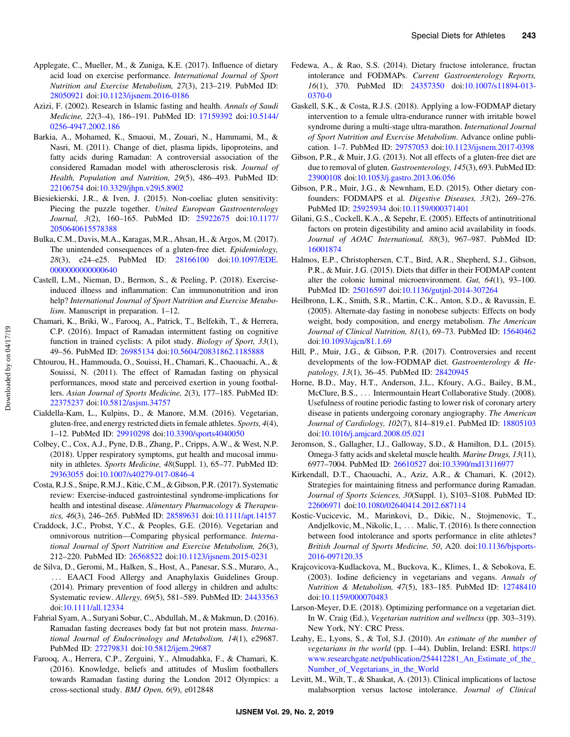Applegate, C., Mueller, M., & Zuniga, K.E. (2017). Influence of dietary acid load on exercise performance. *International Journal of Sport Nutrition and Exercise Metabolism, 27*(3), 213–219. PubMed ID: 28050921 doi:10.1123/ijsnem.2016-0186

Azizi, F. (2002). Research in Islamic fasting and health. *Annals of Saudi Medicine, 22*(3–4), 186–191. PubMed ID: 17159392 doi:10.5144/0256-4947.2002.186

Barkia, A., Mohamed, K., Smaoui, M., Zouari, N., Hammami, M., & Nasri, M. (2011). Change of diet, plasma lipids, lipoproteins, and fatty acids during Ramadan: A controversial association of the considered Ramadan model with atherosclerosis risk. *Journal of Health, Population and Nutrition, 29*(5), 486–493. PubMed ID: 22106754 doi:10.3329/jhpn.v29i5.8902

Biesiekierski, J.R., & Iven, J. (2015). Non-coeliac gluten sensitivity: Piecing the puzzle together. *United European Gastroenterology Journal, 3*(2), 160–165. PubMed ID: 25922675 doi:10.1177/2050640615578388

Bulka, C.M., Davis, M.A., Karagas, M.R., Ahsan, H., & Argos, M. (2017). The unintended consequences of a gluten-free diet. *Epidemiology, 28*(3), e24–e25. PubMed ID: 28166100 doi:10.1097/EDE.0000000000000640

Castell, L.M., Nieman, D., Bermon, S., & Peeling, P. (2018). Exercise-induced illness and inflammation: Can immunonutrition and iron help? *International Journal of Sport Nutrition and Exercise Metabolism*. Manuscript in preparation. 1–12.

Chamari, K., Briki, W., Farooq, A., Patrick, T., Belfekih, T., & Herrera, C.P. (2016). Impact of Ramadan intermittent fasting on cognitive function in trained cyclists: A pilot study. *Biology of Sport, 33*(1), 49–56. PubMed ID: 26985134 doi:10.5604/20831862.1185888

Chtourou, H., Hammouda, O., Souissi, H., Chamari, K., Chaouachi, A., & Souissi, N. (2011). The effect of Ramadan fasting on physical performances, mood state and perceived exertion in young footballers. *Asian Journal of Sports Medicine, 2*(3), 177–185. PubMed ID: 22375237 doi:10.5812/asjsm.34757

Cialdella-Kam, L., Kulpins, D., & Manore, M.M. (2016). Vegetarian, gluten-free, and energy restricted diets in female athletes. *Sports, 4*(4), 1–12. PubMed ID: 29910298 doi:10.3390/sports4040050

Colbey, C., Cox, A.J., Pyne, D.B., Zhang, P., Cripps, A.W., & West, N.P. (2018). Upper respiratory symptoms, gut health and mucosal immunity in athletes. *Sports Medicine, 48*(Suppl. 1), 65–77. PubMed ID: 29363055 doi:10.1007/s40279-017-0846-4

Costa, R.J.S., Snipe, R.M.J., Kitic, C.M., & Gibson, P.R. (2017). Systematic review: Exercise-induced gastrointestinal syndrome-implications for health and intestinal disease. *Alimentary Pharmacology & Therapeutics, 46*(3), 246–265. PubMed ID: 28589631 doi:10.1111/apt.14157

Craddock, J.C., Probst, Y.C., & Peoples, G.E. (2016). Vegetarian and omnivorous nutrition—Comparing physical performance. *International Journal of Sport Nutrition and Exercise Metabolism, 26*(3), 212–220. PubMed ID: 26568522 doi:10.1123/ijsnem.2015-0231

de Silva, D., Geromi, M., Halken, S., Host, A., Panesar, S.S., Muraro, A., ... EAACI Food Allergy and Anaphylaxis Guidelines Group. (2014). Primary prevention of food allergy in children and adults: Systematic review. *Allergy, 69*(5), 581–589. PubMed ID: 24433563 doi:10.1111/all.12334

Fahrial Syam, A., Suryani Sobur, C., Abdullah, M., & Makmun, D. (2016). Ramadan fasting decreases body fat but not protein mass. *International Journal of Endocrinology and Metabolism, 14*(1), e29687. PubMed ID: 27279831 doi:10.5812/ijem.29687

Farooq, A., Herrera, C.P., Zerguini, Y., Almudahka, F., & Chamari, K. (2016). Knowledge, beliefs and attitudes of Muslim footballers towards Ramadan fasting during the London 2012 Olympics: a cross-sectional study. *BMJ Open, 6*(9), e012848

Fedewa, A., & Rao, S.S. (2014). Dietary fructose intolerance, fructan intolerance and FODMAPs. *Current Gastroenterology Reports, 16*(1), 370. PubMed ID: 24357350 doi:10.1007/s11894-013-0370-0

Gaskell, S.K., & Costa, R.J.S. (2018). Applying a low-FODMAP dietary intervention to a female ultra-endurance runner with irritable bowel syndrome during a multi-stage ultra-marathon. *International Journal of Sport Nutrition and Exercise Metabolism*. Advance online publication. 1–7. PubMed ID: 29757053 doi:10.1123/ijsnem.2017-0398

Gibson, P.R., & Muir, J.G. (2013). Not all effects of a gluten-free diet are due to removal of gluten. *Gastroenterology, 145*(3), 693. PubMed ID: 23900108 doi:10.1053/j.gastro.2013.06.056

Gibson, P.R., Muir, J.G., & Newnham, E.D. (2015). Other dietary confounders: FODMAPS et al. *Digestive Diseases, 33*(2), 269–276. PubMed ID: 25925934 doi:10.1159/000371401

Gilani, G.S., Cockell, K.A., & Sepehr, E. (2005). Effects of antinutritional factors on protein digestibility and amino acid availability in foods. *Journal of AOAC International, 88*(3), 967–987. PubMed ID: 16001874

Halmos, E.P., Christophersen, C.T., Bird, A.R., Shepherd, S.J., Gibson, P.R., & Muir, J.G. (2015). Diets that differ in their FODMAP content alter the colonic luminal microenvironment. *Gut, 64*(1), 93–100. PubMed ID: 25016597 doi:10.1136/gutjnl-2014-307264

Heilbronn, L.K., Smith, S.R., Martin, C.K., Anton, S.D., & Ravussin, E. (2005). Alternate-day fasting in nonobese subjects: Effects on body weight, body composition, and energy metabolism. *The American Journal of Clinical Nutrition, 81*(1), 69–73. PubMed ID: 15640462 doi:10.1093/ajcn/81.1.69

Hill, P., Muir, J.G., & Gibson, P.R. (2017). Controversies and recent developments of the low-FODMAP diet. *Gastroenterology & Hepatology, 13*(1), 36–45. PubMed ID: 28420945

Horne, B.D., May, H.T., Anderson, J.L., Kfoury, A.G., Bailey, B.M., McClure, B.S., ... Intermountain Heart Collaborative Study. (2008). Usefulness of routine periodic fasting to lower risk of coronary artery disease in patients undergoing coronary angiography. *The American Journal of Cardiology, 102*(7), 814–819.e1. PubMed ID: 18805103 doi:10.1016/j.amjcard.2008.05.021

Jeromson, S., Gallagher, I.J., Galloway, S.D., & Hamilton, D.L. (2015). Omega-3 fatty acids and skeletal muscle health. *Marine Drugs, 13*(11), 6977–7004. PubMed ID: 26610527 doi:10.3390/md13116977

Kirkendall, D.T., Chaouachi, A., Aziz, A.R., & Chamari, K. (2012). Strategies for maintaining fitness and performance during Ramadan. *Journal of Sports Sciences, 30*(Suppl. 1), S103–S108. PubMed ID: 22606971 doi:10.1080/02640414.2012.687114

Kostic-Vucicevic, M., Marinkovi, D., Dikic, N., Stojmenovic, T., Andjelkovic, M., Nikolic, I., ... Malic, T. (2016). Is there connection between food intolerance and sports performance in elite athletes? *British Journal of Sports Medicine, 50*, A20. doi:10.1136/bjsports-2016-097120.35

Krajcovicova-Kudlackova, M., Buckova, K., Klimes, I., & Sebokova, E. (2003). Iodine deficiency in vegetarians and vegans. *Annals of Nutrition & Metabolism, 47*(5), 183–185. PubMed ID: 12748410 doi:10.1159/000070483

Larson-Meyer, D.E. (2018). Optimizing performance on a vegetarian diet. In W. Craig (Ed.), *Vegetarian nutrition and wellness* (pp. 303–319). New York, NY: CRC Press.

Leahy, E., Lyons, S., & Tol, S.J. (2010). *An estimate of the number of vegetarians in the world* (pp. 1–44). Dublin, Ireland: ESRI. https://www.researchgate.net/publication/254412281_An_Estimate_of_the_Number_of_Vegetarians_in_the_World

Levitt, M., Wilt, T., & Shaukat, A. (2013). Clinical implications of lactose malabsorption versus lactose intolerance. *Journal of Clinical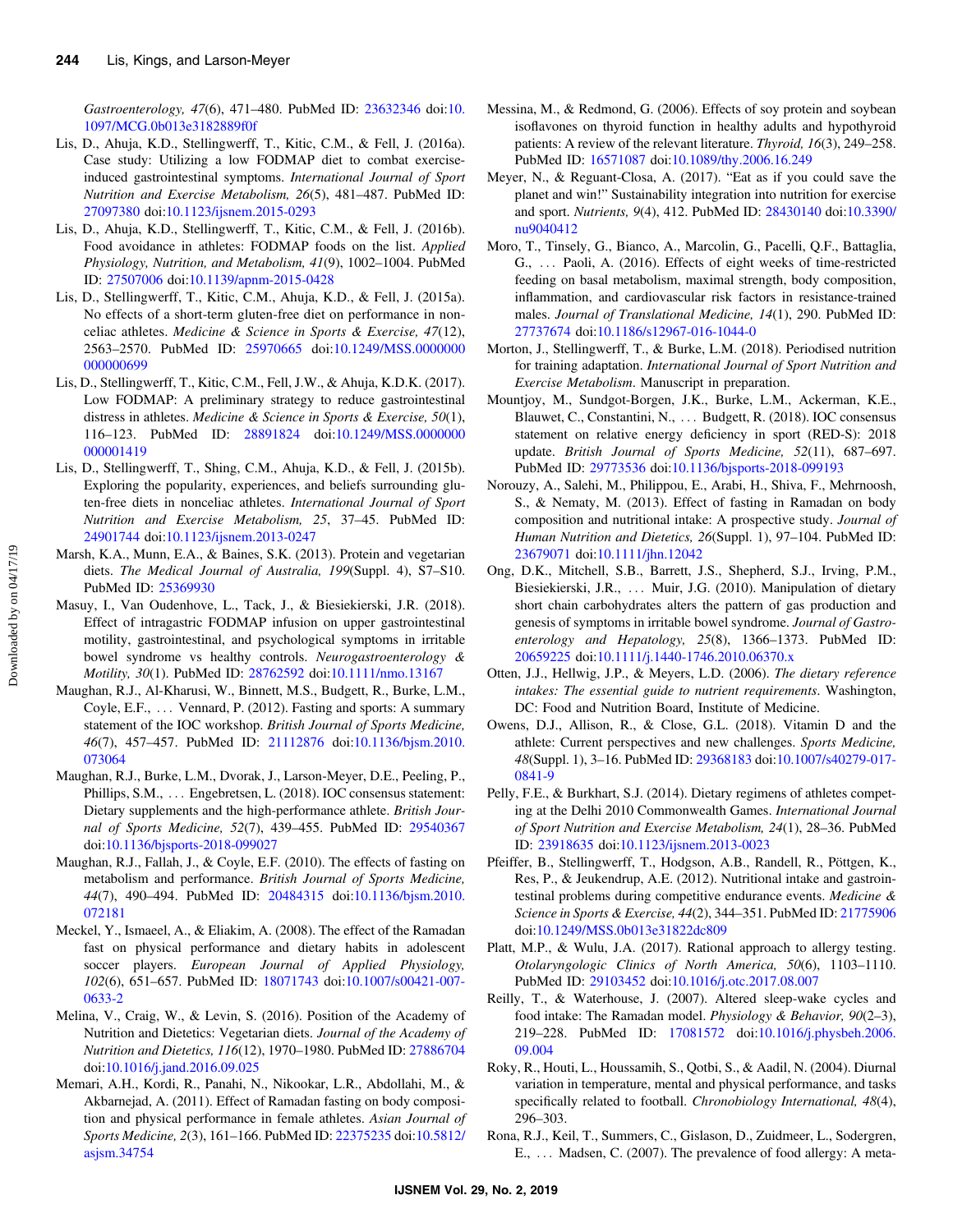*Gastroenterology, 47*(6), 471–480. PubMed ID: 23632346 doi:10.1097/MCG.0b013e3182889f0f

Lis, D., Ahuja, K.D., Stellingwerff, T., Kitic, C.M., & Fell, J. (2016a). Case study: Utilizing a low FODMAP diet to combat exercise-induced gastrointestinal symptoms. *International Journal of Sport Nutrition and Exercise Metabolism, 26*(5), 481–487. PubMed ID: 27097380 doi:10.1123/ijsnem.2015-0293

Lis, D., Ahuja, K.D., Stellingwerff, T., Kitic, C.M., & Fell, J. (2016b). Food avoidance in athletes: FODMAP foods on the list. *Applied Physiology, Nutrition, and Metabolism, 41*(9), 1002–1004. PubMed ID: 27507006 doi:10.1139/apnm-2015-0428

Lis, D., Stellingwerff, T., Kitic, C.M., Ahuja, K.D., & Fell, J. (2015a). No effects of a short-term gluten-free diet on performance in nonceliac athletes. *Medicine & Science in Sports & Exercise, 47*(12), 2563–2570. PubMed ID: 25970665 doi:10.1249/MSS.0000000000000699

Lis, D., Stellingwerff, T., Kitic, C.M., Fell, J.W., & Ahuja, K.D.K. (2017). Low FODMAP: A preliminary strategy to reduce gastrointestinal distress in athletes. *Medicine & Science in Sports & Exercise, 50*(1), 116–123. PubMed ID: 28891824 doi:10.1249/MSS.0000000000001419

Lis, D., Stellingwerff, T., Shing, C.M., Ahuja, K.D., & Fell, J. (2015b). Exploring the popularity, experiences, and beliefs surrounding gluten-free diets in nonceliac athletes. *International Journal of Sport Nutrition and Exercise Metabolism, 25*, 37–45. PubMed ID: 24901744 doi:10.1123/ijsnem.2013-0247

Marsh, K.A., Munn, E.A., & Baines, S.K. (2013). Protein and vegetarian diets. *The Medical Journal of Australia, 199*(Suppl. 4), S7–S10. PubMed ID: 25369930

Masuy, I., Van Oudenhove, L., Tack, J., & Biesiekierski, J.R. (2018). Effect of intragastric FODMAP infusion on upper gastrointestinal motility, gastrointestinal, and psychological symptoms in irritable bowel syndrome vs healthy controls. *Neurogastroenterology & Motility, 30*(1). PubMed ID: 28762592 doi:10.1111/nmo.13167

Maughan, R.J., Al-Kharusi, W., Binnett, M.S., Budgett, R., Burke, L.M., Coyle, E.F., . . . Vennard, P. (2012). Fasting and sports: A summary statement of the IOC workshop. *British Journal of Sports Medicine, 46*(7), 457–457. PubMed ID: 21112876 doi:10.1136/bjsm.2010.073064

Maughan, R.J., Burke, L.M., Dvorak, J., Larson-Meyer, D.E., Peeling, P., Phillips, S.M., . . . Engebretsen, L. (2018). IOC consensus statement: Dietary supplements and the high-performance athlete. *British Journal of Sports Medicine, 52*(7), 439–455. PubMed ID: 29540367 doi:10.1136/bjsports-2018-099027

Maughan, R.J., Fallah, J., & Coyle, E.F. (2010). The effects of fasting on metabolism and performance. *British Journal of Sports Medicine, 44*(7), 490–494. PubMed ID: 20484315 doi:10.1136/bjsm.2010.072181

Meckel, Y., Ismaeel, A., & Eliakim, A. (2008). The effect of the Ramadan fast on physical performance and dietary habits in adolescent soccer players. *European Journal of Applied Physiology, 102*(6), 651–657. PubMed ID: 18071743 doi:10.1007/s00421-007-0633-2

Melina, V., Craig, W., & Levin, S. (2016). Position of the Academy of Nutrition and Dietetics: Vegetarian diets. *Journal of the Academy of Nutrition and Dietetics, 116*(12), 1970–1980. PubMed ID: 27886704 doi:10.1016/j.jand.2016.09.025

Memari, A.H., Kordi, R., Panahi, N., Nikookar, L.R., Abdollahi, M., & Akbarnejad, A. (2011). Effect of Ramadan fasting on body composition and physical performance in female athletes. *Asian Journal of Sports Medicine, 2*(3), 161–166. PubMed ID: 22375235 doi:10.5812/asjsm.34754

Messina, M., & Redmond, G. (2006). Effects of soy protein and soybean isoflavones on thyroid function in healthy adults and hypothyroid patients: A review of the relevant literature. *Thyroid, 16*(3), 249–258. PubMed ID: 16571087 doi:10.1089/thy.2006.16.249

Meyer, N., & Reguant-Closa, A. (2017). "Eat as if you could save the planet and win!" Sustainability integration into nutrition for exercise and sport. *Nutrients, 9*(4), 412. PubMed ID: 28430140 doi:10.3390/nu9040412

Moro, T., Tinsely, G., Bianco, A., Marcolin, G., Pacelli, Q.F., Battaglia, G., . . . Paoli, A. (2016). Effects of eight weeks of time-restricted feeding on basal metabolism, maximal strength, body composition, inflammation, and cardiovascular risk factors in resistance-trained males. *Journal of Translational Medicine, 14*(1), 290. PubMed ID: 27737674 doi:10.1186/s12967-016-1044-0

Morton, J., Stellingwerff, T., & Burke, L.M. (2018). Periodised nutrition for training adaptation. *International Journal of Sport Nutrition and Exercise Metabolism*. Manuscript in preparation.

Mountjoy, M., Sundgot-Borgen, J.K., Burke, L.M., Ackerman, K.E., Blauwet, C., Constantini, N., . . . Budgett, R. (2018). IOC consensus statement on relative energy deficiency in sport (RED-S): 2018 update. *British Journal of Sports Medicine, 52*(11), 687–697. PubMed ID: 29773536 doi:10.1136/bjsports-2018-099193

Norouzy, A., Salehi, M., Philippou, E., Arabi, H., Shiva, F., Mehrnoosh, S., & Nematy, M. (2013). Effect of fasting in Ramadan on body composition and nutritional intake: A prospective study. *Journal of Human Nutrition and Dietetics, 26*(Suppl. 1), 97–104. PubMed ID: 23679071 doi:10.1111/jhn.12042

Ong, D.K., Mitchell, S.B., Barrett, J.S., Shepherd, S.J., Irving, P.M., Biesiekierski, J.R., . . . Muir, J.G. (2010). Manipulation of dietary short chain carbohydrates alters the pattern of gas production and genesis of symptoms in irritable bowel syndrome. *Journal of Gastroenterology and Hepatology, 25*(8), 1366–1373. PubMed ID: 20659225 doi:10.1111/j.1440-1746.2010.06370.x

Otten, J.J., Hellwig, J.P., & Meyers, L.D. (2006). *The dietary reference intakes: The essential guide to nutrient requirements*. Washington, DC: Food and Nutrition Board, Institute of Medicine.

Owens, D.J., Allison, R., & Close, G.L. (2018). Vitamin D and the athlete: Current perspectives and new challenges. *Sports Medicine, 48*(Suppl. 1), 3–16. PubMed ID: 29368183 doi:10.1007/s40279-017-0841-9

Pelly, F.E., & Burkhart, S.J. (2014). Dietary regimens of athletes competing at the Delhi 2010 Commonwealth Games. *International Journal of Sport Nutrition and Exercise Metabolism, 24*(1), 28–36. PubMed ID: 23918635 doi:10.1123/ijsnem.2013-0023

Pfeiffer, B., Stellingwerff, T., Hodgson, A.B., Randell, R., Pöttgen, K., Res, P., & Jeukendrup, A.E. (2012). Nutritional intake and gastrointestinal problems during competitive endurance events. *Medicine & Science in Sports & Exercise, 44*(2), 344–351. PubMed ID: 21775906 doi:10.1249/MSS.0b013e31822dc809

Platt, M.P., & Wulu, J.A. (2017). Rational approach to allergy testing. *Otolaryngologic Clinics of North America, 50*(6), 1103–1110. PubMed ID: 29103452 doi:10.1016/j.otc.2017.08.007

Reilly, T., & Waterhouse, J. (2007). Altered sleep-wake cycles and food intake: The Ramadan model. *Physiology & Behavior, 90*(2–3), 219–228. PubMed ID: 17081572 doi:10.1016/j.physbeh.2006.09.004

Roky, R., Houti, L., Houssamih, S., Qotbi, S., & Aadil, N. (2004). Diurnal variation in temperature, mental and physical performance, and tasks specifically related to football. *Chronobiology International, 48*(4), 296–303.

Rona, R.J., Keil, T., Summers, C., Gislason, D., Zuidmeer, L., Sodergren, E., . . . Madsen, C. (2007). The prevalence of food allergy: A meta-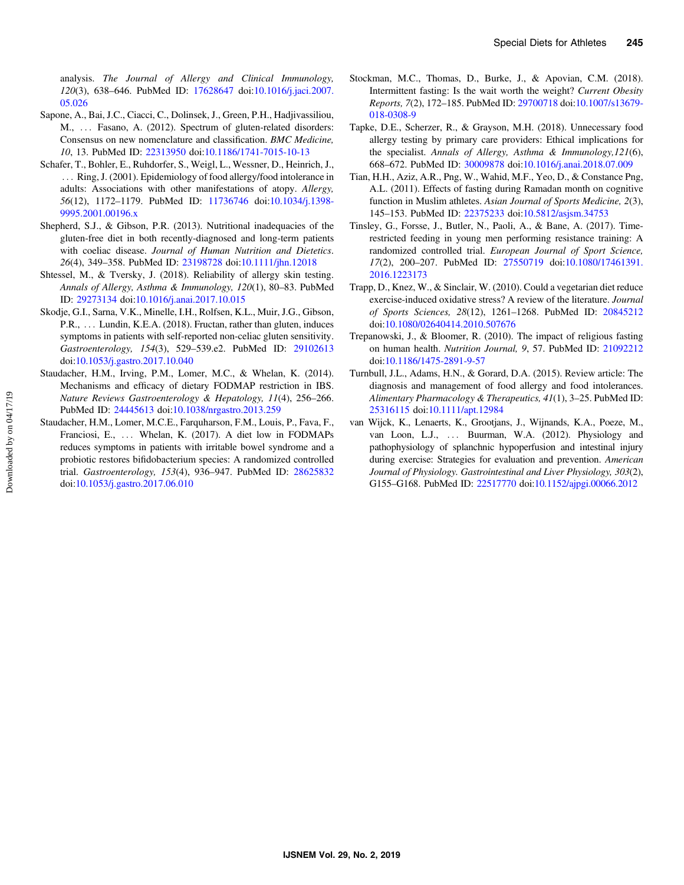analysis. *The Journal of Allergy and Clinical Immunology, 120*(3), 638–646. PubMed ID: 17628647 doi:10.1016/j.jaci.2007.05.026

Sapone, A., Bai, J.C., Ciacci, C., Dolinsek, J., Green, P.H., Hadjivassiliou, M., … Fasano, A. (2012). Spectrum of gluten-related disorders: Consensus on new nomenclature and classification. *BMC Medicine, 10*, 13. PubMed ID: 22313950 doi:10.1186/1741-7015-10-13

Schafer, T., Bohler, E., Ruhdorfer, S., Weigl, L., Wessner, D., Heinrich, J., … Ring, J. (2001). Epidemiology of food allergy/food intolerance in adults: Associations with other manifestations of atopy. *Allergy, 56*(12), 1172–1179. PubMed ID: 11736746 doi:10.1034/j.1398-9995.2001.00196.x

Shepherd, S.J., & Gibson, P.R. (2013). Nutritional inadequacies of the gluten-free diet in both recently-diagnosed and long-term patients with coeliac disease. *Journal of Human Nutrition and Dietetics. 26*(4), 349–358. PubMed ID: 23198728 doi:10.1111/jhn.12018

Shtessel, M., & Tversky, J. (2018). Reliability of allergy skin testing. *Annals of Allergy, Asthma & Immunology, 120*(1), 80–83. PubMed ID: 29273134 doi:10.1016/j.anai.2017.10.015

Skodje, G.I., Sarna, V.K., Minelle, I.H., Rolfsen, K.L., Muir, J.G., Gibson, P.R., … Lundin, K.E.A. (2018). Fructan, rather than gluten, induces symptoms in patients with self-reported non-celiac gluten sensitivity. *Gastroenterology, 154*(3), 529–539.e2. PubMed ID: 29102613 doi:10.1053/j.gastro.2017.10.040

Staudacher, H.M., Irving, P.M., Lomer, M.C., & Whelan, K. (2014). Mechanisms and efficacy of dietary FODMAP restriction in IBS. *Nature Reviews Gastroenterology & Hepatology, 11*(4), 256–266. PubMed ID: 24445613 doi:10.1038/nrgastro.2013.259

Staudacher, H.M., Lomer, M.C.E., Farquharson, F.M., Louis, P., Fava, F., Franciosi, E., … Whelan, K. (2017). A diet low in FODMAPs reduces symptoms in patients with irritable bowel syndrome and a probiotic restores bifidobacterium species: A randomized controlled trial. *Gastroenterology, 153*(4), 936–947. PubMed ID: 28625832 doi:10.1053/j.gastro.2017.06.010

Stockman, M.C., Thomas, D., Burke, J., & Apovian, C.M. (2018). Intermittent fasting: Is the wait worth the weight? *Current Obesity Reports, 7*(2), 172–185. PubMed ID: 29700718 doi:10.1007/s13679-018-0308-9

Tapke, D.E., Scherzer, R., & Grayson, M.H. (2018). Unnecessary food allergy testing by primary care providers: Ethical implications for the specialist. *Annals of Allergy, Asthma & Immunology,121*(6), 668–672. PubMed ID: 30009878 doi:10.1016/j.anai.2018.07.009

Tian, H.H., Aziz, A.R., Png, W., Wahid, M.F., Yeo, D., & Constance Png, A.L. (2011). Effects of fasting during Ramadan month on cognitive function in Muslim athletes. *Asian Journal of Sports Medicine, 2*(3), 145–153. PubMed ID: 22375233 doi:10.5812/asjsm.34753

Tinsley, G., Forsse, J., Butler, N., Paoli, A., & Bane, A. (2017). Time-restricted feeding in young men performing resistance training: A randomized controlled trial. *European Journal of Sport Science, 17*(2), 200–207. PubMed ID: 27550719 doi:10.1080/17461391.2016.1223173

Trapp, D., Knez, W., & Sinclair, W. (2010). Could a vegetarian diet reduce exercise-induced oxidative stress? A review of the literature. *Journal of Sports Sciences, 28*(12), 1261–1268. PubMed ID: 20845212 doi:10.1080/02640414.2010.507676

Trepanowski, J., & Bloomer, R. (2010). The impact of religious fasting on human health. *Nutrition Journal, 9*, 57. PubMed ID: 21092212 doi:10.1186/1475-2891-9-57

Turnbull, J.L., Adams, H.N., & Gorard, D.A. (2015). Review article: The diagnosis and management of food allergy and food intolerances. *Alimentary Pharmacology & Therapeutics, 41*(1), 3–25. PubMed ID: 25316115 doi:10.1111/apt.12984

van Wijck, K., Lenaerts, K., Grootjans, J., Wijnands, K.A., Poeze, M., van Loon, L.J., … Buurman, W.A. (2012). Physiology and pathophysiology of splanchnic hypoperfusion and intestinal injury during exercise: Strategies for evaluation and prevention. *American Journal of Physiology. Gastrointestinal and Liver Physiology, 303*(2), G155–G168. PubMed ID: 22517770 doi:10.1152/ajpgi.00066.2012